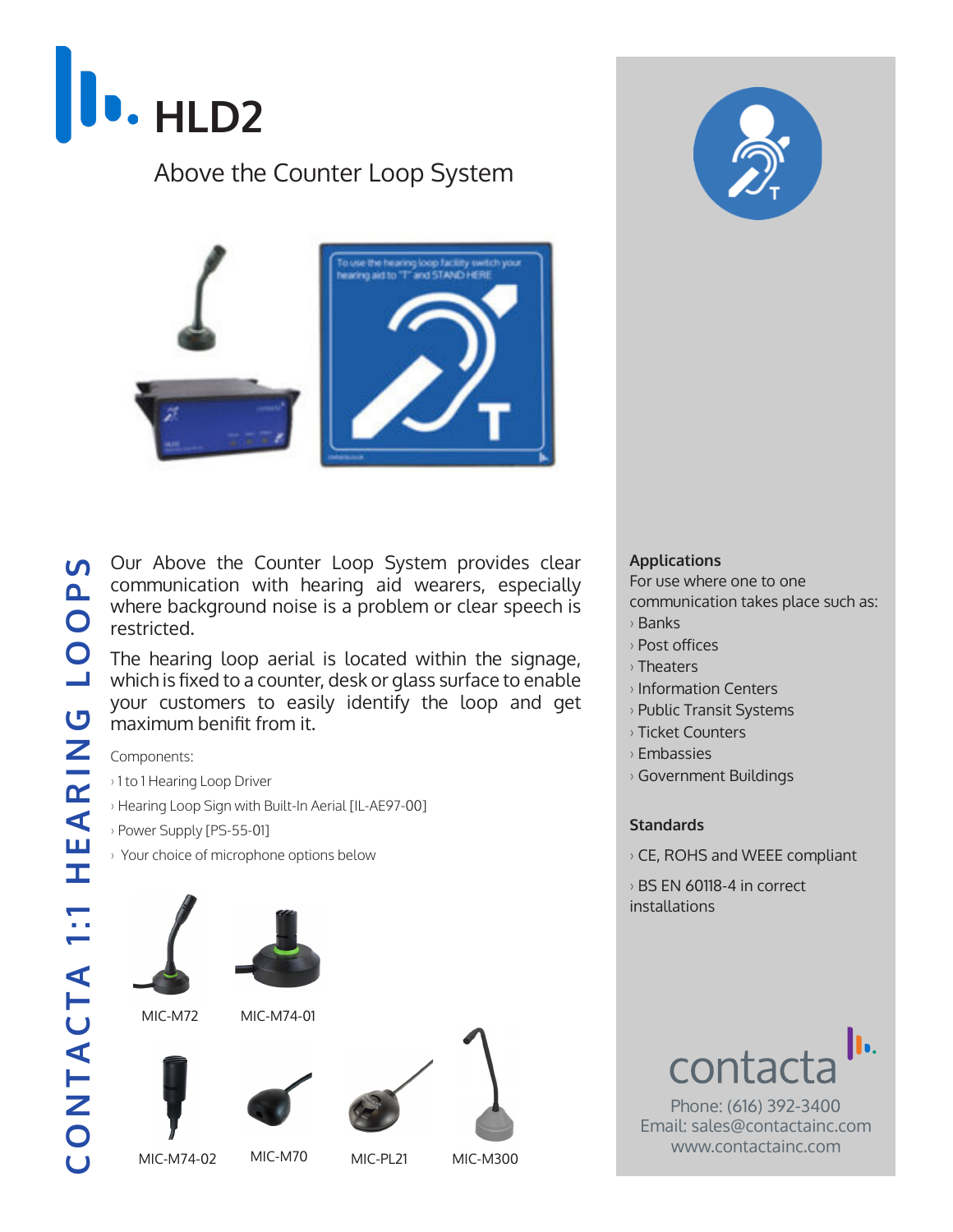# HLD2

## Above the Counter Loop System

CONTACTA 1:1 HEARING LOOPS

Our Above the Counter Loop System provides clear communication with hearing aid wearers, especially where background noise is a problem or clear speech is restricted.

The hearing loop aerial is located within the signage, which is fixed to a counter, desk or glass surface to enable your customers to easily identify the loop and get maximum benifit from it.

Components:

- 1 to 1 Hearing Loop Driver
- Hearing Loop Sign with Built-In Aerial [IL-AE97-00]
- Power Supply [PS-55-01]
- Your choice of microphone options below

MIC-M72

MIC-M74-01

MIC-M74-02

MIC-M70

MIC-PL21

MIC-M300

**Applications**

For use where one to one communication takes place such as:

- Banks
- Post offices
- Theaters
- Information Centers
- Public Transit Systems
- Ticket Counters
- Embassies
- Government Buildings

**Standards**

- CE, ROHS and WEEE compliant
- BS EN 60118-4 in correct installations

contacta

Phone: (616) 392-3400
Email: sales@contactainc.com
www.contactainc.com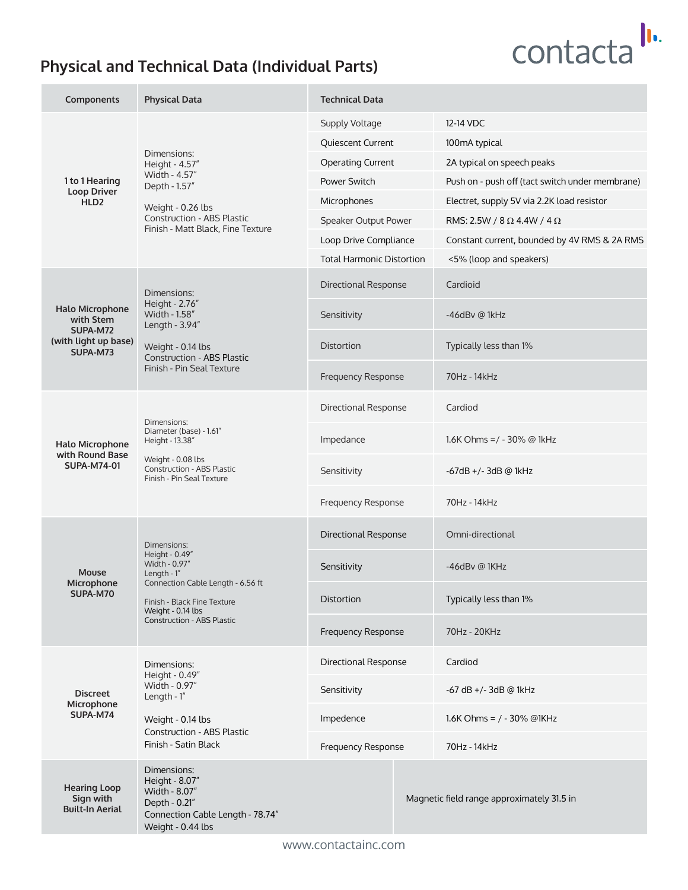# Physical and Technical Data (Individual Parts)

| Components | Physical Data | Technical Data | |
|---|---|---|---|
| **1 to 1 Hearing Loop Driver HLD2** | Dimensions:<br>Height - 4.57"<br>Width - 4.57"<br>Depth - 1.57"<br><br>Weight - 0.26 lbs<br>Construction - ABS Plastic<br>Finish - Matt Black, Fine Texture | Supply Voltage | 12-14 VDC |
| | | Quiescent Current | 100mA typical |
| | | Operating Current | 2A typical on speech peaks |
| | | Power Switch | Push on - push off (tact switch under membrane) |
| | | Microphones | Electret, supply 5V via 2.2K load resistor |
| | | Speaker Output Power | RMS: 2.5W / 8 Ω 4.4W / 4 Ω |
| | | Loop Drive Compliance | Constant current, bounded by 4V RMS & 2A RMS |
| | | Total Harmonic Distortion | <5% (loop and speakers) |
| **Halo Microphone with Stem SUPA-M72 (with light up base) SUPA-M73** | Dimensions:<br>Height - 2.76"<br>Width - 1.58"<br>Length - 3.94"<br><br>Weight - 0.14 lbs<br>Construction - ABS Plastic<br>Finish - Pin Seal Texture | Directional Response | Cardioid |
| | | Sensitivity | -46dBv @ 1kHz |
| | | Distortion | Typically less than 1% |
| | | Frequency Response | 70Hz - 14kHz |
| **Halo Microphone with Round Base SUPA-M74-01** | Dimensions:<br>Diameter (base) - 1.61"<br>Height - 13.38"<br><br>Weight - 0.08 lbs<br>Construction - ABS Plastic<br>Finish - Pin Seal Texture | Directional Response | Cardiod |
| | | Impedance | 1.6K Ohms =/ - 30% @ 1kHz |
| | | Sensitivity | -67dB +/- 3dB @ 1kHz |
| | | Frequency Response | 70Hz - 14kHz |
| **Mouse Microphone SUPA-M70** | Dimensions:<br>Height - 0.49"<br>Width - 0.97"<br>Length - 1"<br>Connection Cable Length - 6.56 ft<br><br>Finish - Black Fine Texture<br>Weight - 0.14 lbs<br>Construction - ABS Plastic | Directional Response | Omni-directional |
| | | Sensitivity | -46dBv @ 1KHz |
| | | Distortion | Typically less than 1% |
| | | Frequency Response | 70Hz - 20KHz |
| **Discreet Microphone SUPA-M74** | Dimensions:<br>Height - 0.49"<br>Width - 0.97"<br>Length - 1"<br><br>Weight - 0.14 lbs<br>Construction - ABS Plastic<br>Finish - Satin Black | Directional Response | Cardiod |
| | | Sensitivity | -67 dB +/- 3dB @ 1kHz |
| | | Impedence | 1.6K Ohms = / - 30% @1KHz |
| | | Frequency Response | 70Hz - 14kHz |
| **Hearing Loop Sign with Built-In Aerial** | Dimensions:<br>Height - 8.07"<br>Width - 8.07"<br>Depth - 0.21"<br>Connection Cable Length - 78.74"<br>Weight - 0.44 lbs | Magnetic field range approximately 31.5 in | |

www.contactainc.com